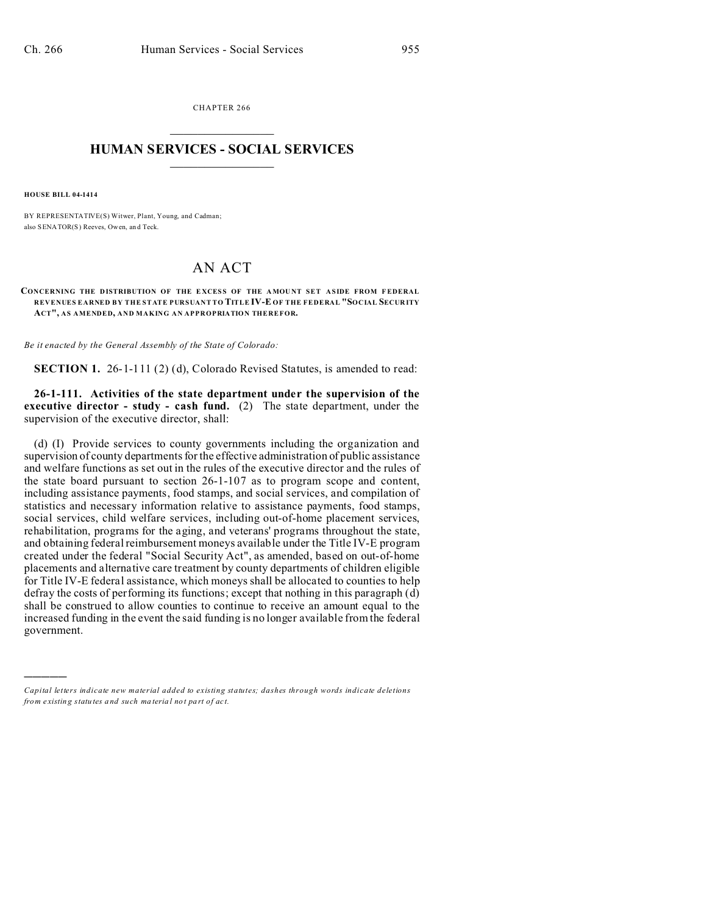CHAPTER 266

# HUMAN SERVICES - SOCIAL SERVICES

**HOUSE BILL 04-1414**

BY REPRESENTATIVE(S) Witwer, Plant, Young, and Cadman;
also SENATOR(S) Reeves, Owen, and Teck.

## AN ACT

**CONCERNING THE DISTRIBUTION OF THE EXCESS OF THE AMOUNT SET ASIDE FROM FEDERAL REVENUES EARNED BY THE STATE PURSUANT TO TITLE IV-E OF THE FEDERAL "SOCIAL SECURITY ACT", AS AMENDED, AND MAKING AN APPROPRIATION THEREFOR.**

*Be it enacted by the General Assembly of the State of Colorado:*

**SECTION 1.** 26-1-111 (2) (d), Colorado Revised Statutes, is amended to read:

**26-1-111. Activities of the state department under the supervision of the executive director - study - cash fund.** (2) The state department, under the supervision of the executive director, shall:

(d) (I) Provide services to county governments including the organization and supervision of county departments for the effective administration of public assistance and welfare functions as set out in the rules of the executive director and the rules of the state board pursuant to section 26-1-107 as to program scope and content, including assistance payments, food stamps, and social services, and compilation of statistics and necessary information relative to assistance payments, food stamps, social services, child welfare services, including out-of-home placement services, rehabilitation, programs for the aging, and veterans' programs throughout the state, and obtaining federal reimbursement moneys available under the Title IV-E program created under the federal "Social Security Act", as amended, based on out-of-home placements and alternative care treatment by county departments of children eligible for Title IV-E federal assistance, which moneys shall be allocated to counties to help defray the costs of performing its functions; except that nothing in this paragraph (d) shall be construed to allow counties to continue to receive an amount equal to the increased funding in the event the said funding is no longer available from the federal government.

---

*Capital letters indicate new material added to existing statutes; dashes through words indicate deletions from existing statutes and such material not part of act.*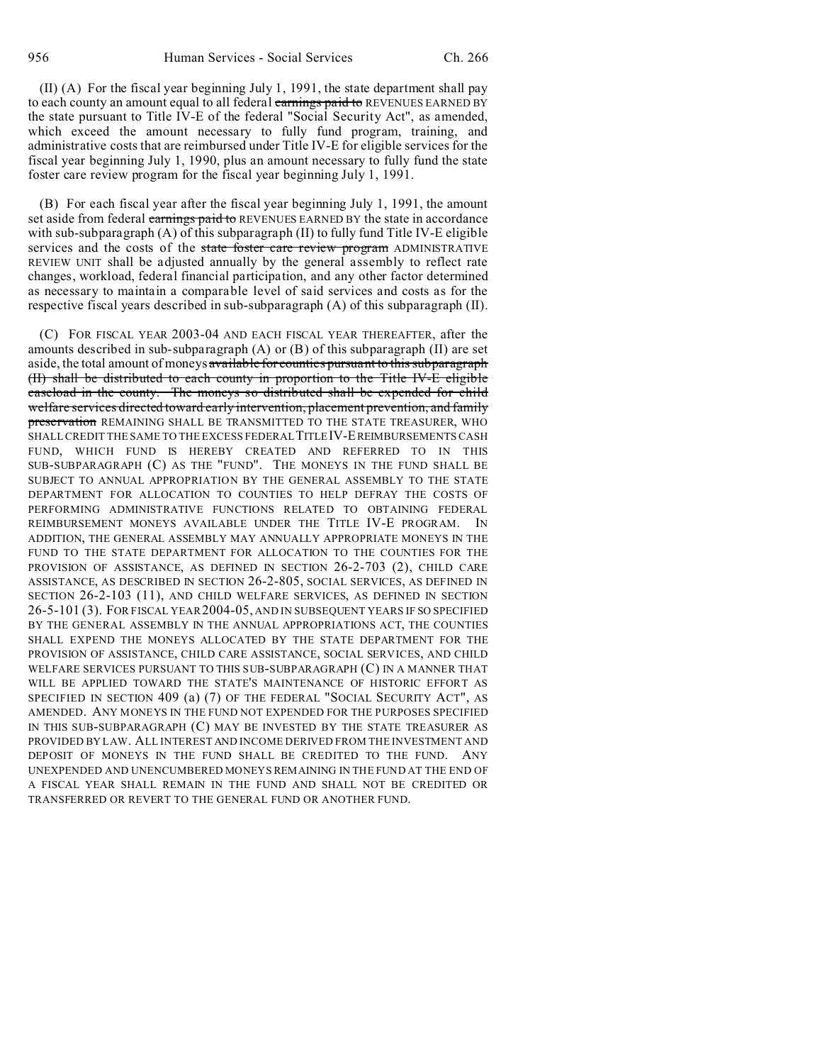(II) (A) For the fiscal year beginning July 1, 1991, the state department shall pay to each county an amount equal to all federal ~~earnings paid to~~ REVENUES EARNED BY the state pursuant to Title IV-E of the federal "Social Security Act", as amended, which exceed the amount necessary to fully fund program, training, and administrative costs that are reimbursed under Title IV-E for eligible services for the fiscal year beginning July 1, 1990, plus an amount necessary to fully fund the state foster care review program for the fiscal year beginning July 1, 1991.

(B) For each fiscal year after the fiscal year beginning July 1, 1991, the amount set aside from federal ~~earnings paid to~~ REVENUES EARNED BY the state in accordance with sub-subparagraph (A) of this subparagraph (II) to fully fund Title IV-E eligible services and the costs of the ~~state foster care review program~~ ADMINISTRATIVE REVIEW UNIT shall be adjusted annually by the general assembly to reflect rate changes, workload, federal financial participation, and any other factor determined as necessary to maintain a comparable level of said services and costs as for the respective fiscal years described in sub-subparagraph (A) of this subparagraph (II).

(C) FOR FISCAL YEAR 2003-04 AND EACH FISCAL YEAR THEREAFTER, after the amounts described in sub-subparagraph (A) or (B) of this subparagraph (II) are set aside, the total amount of moneys ~~available for counties pursuant to this subparagraph (II) shall be distributed to each county in proportion to the Title IV-E eligible caseload in the county. The moneys so distributed shall be expended for child welfare services directed toward early intervention, placement prevention, and family preservation~~ REMAINING SHALL BE TRANSMITTED TO THE STATE TREASURER, WHO SHALL CREDIT THE SAME TO THE EXCESS FEDERAL TITLE IV-E REIMBURSEMENTS CASH FUND, WHICH FUND IS HEREBY CREATED AND REFERRED TO IN THIS SUB-SUBPARAGRAPH (C) AS THE "FUND". THE MONEYS IN THE FUND SHALL BE SUBJECT TO ANNUAL APPROPRIATION BY THE GENERAL ASSEMBLY TO THE STATE DEPARTMENT FOR ALLOCATION TO COUNTIES TO HELP DEFRAY THE COSTS OF PERFORMING ADMINISTRATIVE FUNCTIONS RELATED TO OBTAINING FEDERAL REIMBURSEMENT MONEYS AVAILABLE UNDER THE TITLE IV-E PROGRAM. IN ADDITION, THE GENERAL ASSEMBLY MAY ANNUALLY APPROPRIATE MONEYS IN THE FUND TO THE STATE DEPARTMENT FOR ALLOCATION TO THE COUNTIES FOR THE PROVISION OF ASSISTANCE, AS DEFINED IN SECTION 26-2-703 (2), CHILD CARE ASSISTANCE, AS DESCRIBED IN SECTION 26-2-805, SOCIAL SERVICES, AS DEFINED IN SECTION 26-2-103 (11), AND CHILD WELFARE SERVICES, AS DEFINED IN SECTION 26-5-101 (3). FOR FISCAL YEAR 2004-05, AND IN SUBSEQUENT YEARS IF SO SPECIFIED BY THE GENERAL ASSEMBLY IN THE ANNUAL APPROPRIATIONS ACT, THE COUNTIES SHALL EXPEND THE MONEYS ALLOCATED BY THE STATE DEPARTMENT FOR THE PROVISION OF ASSISTANCE, CHILD CARE ASSISTANCE, SOCIAL SERVICES, AND CHILD WELFARE SERVICES PURSUANT TO THIS SUB-SUBPARAGRAPH (C) IN A MANNER THAT WILL BE APPLIED TOWARD THE STATE'S MAINTENANCE OF HISTORIC EFFORT AS SPECIFIED IN SECTION 409 (a) (7) OF THE FEDERAL "SOCIAL SECURITY ACT", AS AMENDED. ANY MONEYS IN THE FUND NOT EXPENDED FOR THE PURPOSES SPECIFIED IN THIS SUB-SUBPARAGRAPH (C) MAY BE INVESTED BY THE STATE TREASURER AS PROVIDED BY LAW. ALL INTEREST AND INCOME DERIVED FROM THE INVESTMENT AND DEPOSIT OF MONEYS IN THE FUND SHALL BE CREDITED TO THE FUND. ANY UNEXPENDED AND UNENCUMBERED MONEYS REMAINING IN THE FUND AT THE END OF A FISCAL YEAR SHALL REMAIN IN THE FUND AND SHALL NOT BE CREDITED OR TRANSFERRED OR REVERT TO THE GENERAL FUND OR ANOTHER FUND.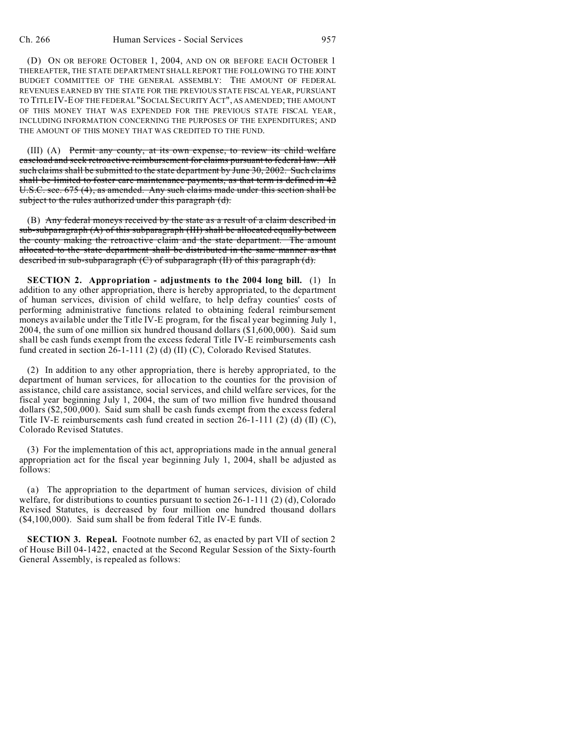(D) ON OR BEFORE OCTOBER 1, 2004, AND ON OR BEFORE EACH OCTOBER 1 THEREAFTER, THE STATE DEPARTMENT SHALL REPORT THE FOLLOWING TO THE JOINT BUDGET COMMITTEE OF THE GENERAL ASSEMBLY: THE AMOUNT OF FEDERAL REVENUES EARNED BY THE STATE FOR THE PREVIOUS STATE FISCAL YEAR, PURSUANT TO TITLE IV-E OF THE FEDERAL "SOCIAL SECURITY ACT", AS AMENDED; THE AMOUNT OF THIS MONEY THAT WAS EXPENDED FOR THE PREVIOUS STATE FISCAL YEAR, INCLUDING INFORMATION CONCERNING THE PURPOSES OF THE EXPENDITURES; AND THE AMOUNT OF THIS MONEY THAT WAS CREDITED TO THE FUND.

(III) (A) ~~Permit any county, at its own expense, to review its child welfare caseload and seek retroactive reimbursement for claims pursuant to federal law. All such claims shall be submitted to the state department by June 30, 2002. Such claims shall be limited to foster care maintenance payments, as that term is defined in 42 U.S.C. sec. 675 (4), as amended. Any such claims made under this section shall be subject to the rules authorized under this paragraph (d).~~

(B) ~~Any federal moneys received by the state as a result of a claim described in sub-subparagraph (A) of this subparagraph (III) shall be allocated equally between the county making the retroactive claim and the state department. The amount allocated to the state department shall be distributed in the same manner as that described in sub-subparagraph (C) of subparagraph (II) of this paragraph (d).~~

**SECTION 2. Appropriation - adjustments to the 2004 long bill.** (1) In addition to any other appropriation, there is hereby appropriated, to the department of human services, division of child welfare, to help defray counties' costs of performing administrative functions related to obtaining federal reimbursement moneys available under the Title IV-E program, for the fiscal year beginning July 1, 2004, the sum of one million six hundred thousand dollars ($1,600,000). Said sum shall be cash funds exempt from the excess federal Title IV-E reimbursements cash fund created in section 26-1-111 (2) (d) (II) (C), Colorado Revised Statutes.

(2) In addition to any other appropriation, there is hereby appropriated, to the department of human services, for allocation to the counties for the provision of assistance, child care assistance, social services, and child welfare services, for the fiscal year beginning July 1, 2004, the sum of two million five hundred thousand dollars ($2,500,000). Said sum shall be cash funds exempt from the excess federal Title IV-E reimbursements cash fund created in section 26-1-111 (2) (d) (II) (C), Colorado Revised Statutes.

(3) For the implementation of this act, appropriations made in the annual general appropriation act for the fiscal year beginning July 1, 2004, shall be adjusted as follows:

(a) The appropriation to the department of human services, division of child welfare, for distributions to counties pursuant to section 26-1-111 (2) (d), Colorado Revised Statutes, is decreased by four million one hundred thousand dollars ($4,100,000). Said sum shall be from federal Title IV-E funds.

**SECTION 3. Repeal.** Footnote number 62, as enacted by part VII of section 2 of House Bill 04-1422, enacted at the Second Regular Session of the Sixty-fourth General Assembly, is repealed as follows: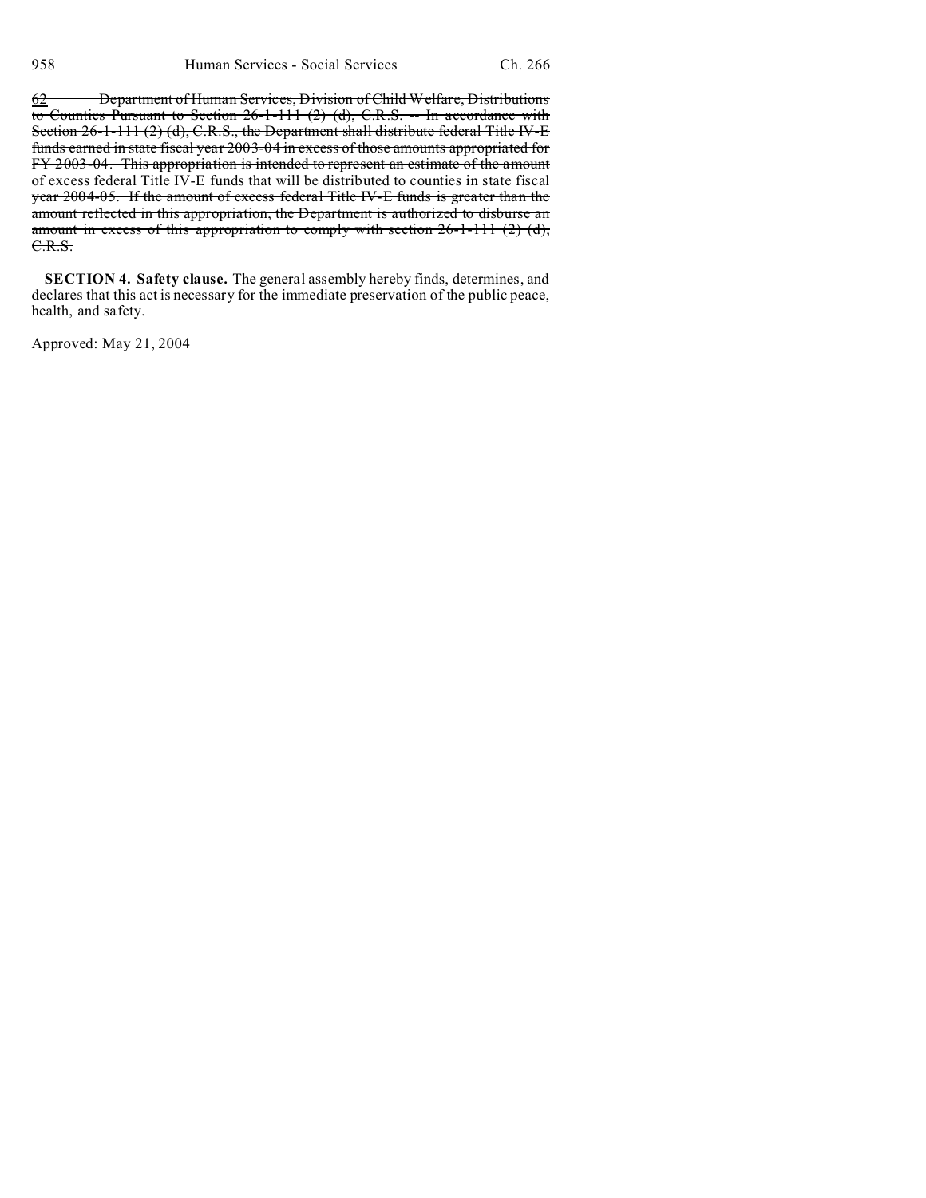62 ~~Department of Human Services, Division of Child Welfare, Distributions to Counties Pursuant to Section 26-1-111 (2) (d), C.R.S. -- In accordance with Section 26-1-111 (2) (d), C.R.S., the Department shall distribute federal Title IV-E funds earned in state fiscal year 2003-04 in excess of those amounts appropriated for FY 2003-04. This appropriation is intended to represent an estimate of the amount of excess federal Title IV-E funds that will be distributed to counties in state fiscal year 2004-05. If the amount of excess federal Title IV-E funds is greater than the amount reflected in this appropriation, the Department is authorized to disburse an amount in excess of this appropriation to comply with section 26-1-111 (2) (d), C.R.S.~~

**SECTION 4. Safety clause.** The general assembly hereby finds, determines, and declares that this act is necessary for the immediate preservation of the public peace, health, and safety.

Approved: May 21, 2004